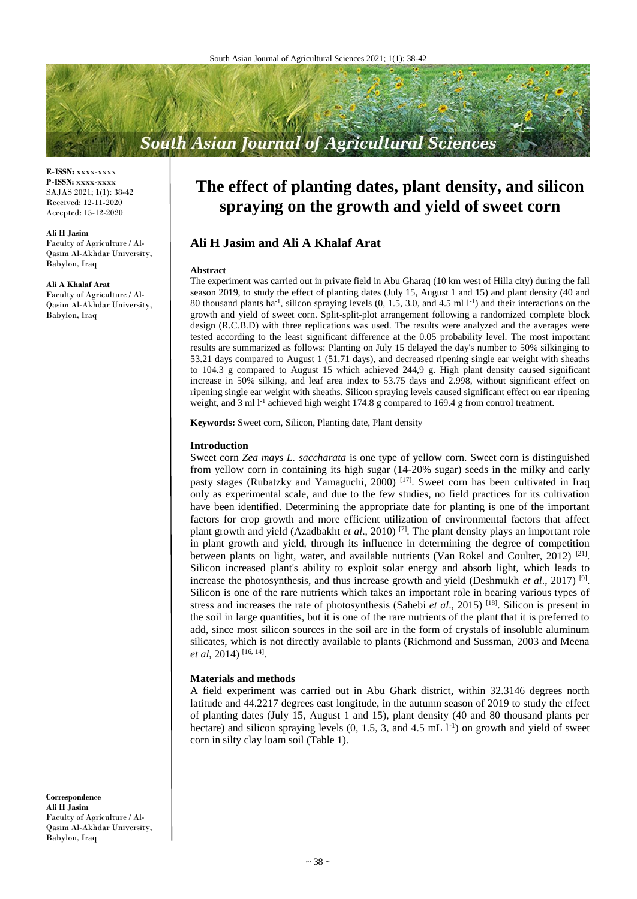**E-ISSN:** xxxx-xxxx
**P-ISSN:** xxxx-xxxx
SAJAS 2021; 1(1): 38-42
Received: 12-11-2020
Accepted: 15-12-2020

**Ali H Jasim**
Faculty of Agriculture / Al-Qasim Al-Akhdar University, Babylon, Iraq

**Ali A Khalaf Arat**
Faculty of Agriculture / Al-Qasim Al-Akhdar University, Babylon, Iraq

**Correspondence**
**Ali H Jasim**
Faculty of Agriculture / Al-Qasim Al-Akhdar University, Babylon, Iraq

# The effect of planting dates, plant density, and silicon spraying on the growth and yield of sweet corn

## Ali H Jasim and Ali A Khalaf Arat

### Abstract

The experiment was carried out in private field in Abu Gharaq (10 km west of Hilla city) during the fall season 2019, to study the effect of planting dates (July 15, August 1 and 15) and plant density (40 and 80 thousand plants $ha^{-1}$, silicon spraying levels (0, 1.5, 3.0, and 4.5 ml $l^{-1}$) and their interactions on the growth and yield of sweet corn. Split-split-plot arrangement following a randomized complete block design (R.C.B.D) with three replications was used. The results were analyzed and the averages were tested according to the least significant difference at the 0.05 probability level. The most important results are summarized as follows: Planting on July 15 delayed the day's number to 50% silkinging to 53.21 days compared to August 1 (51.71 days), and decreased ripening single ear weight with sheaths to 104.3 g compared to August 15 which achieved 244,9 g. High plant density caused significant increase in 50% silking, and leaf area index to 53.75 days and 2.998, without significant effect on ripening single ear weight with sheaths. Silicon spraying levels caused significant effect on ear ripening weight, and 3 ml $l^{-1}$ achieved high weight 174.8 g compared to 169.4 g from control treatment.

**Keywords:** Sweet corn, Silicon, Planting date, Plant density

### Introduction

Sweet corn *Zea mays L. saccharata* is one type of yellow corn. Sweet corn is distinguished from yellow corn in containing its high sugar (14-20% sugar) seeds in the milky and early pasty stages (Rubatzky and Yamaguchi, 2000) [17]. Sweet corn has been cultivated in Iraq only as experimental scale, and due to the few studies, no field practices for its cultivation have been identified. Determining the appropriate date for planting is one of the important factors for crop growth and more efficient utilization of environmental factors that affect plant growth and yield (Azadbakht *et al*., 2010) [7]. The plant density plays an important role in plant growth and yield, through its influence in determining the degree of competition between plants on light, water, and available nutrients (Van Rokel and Coulter, 2012) [21]. Silicon increased plant's ability to exploit solar energy and absorb light, which leads to increase the photosynthesis, and thus increase growth and yield (Deshmukh *et al*., 2017) [9]. Silicon is one of the rare nutrients which takes an important role in bearing various types of stress and increases the rate of photosynthesis (Sahebi *et al*., 2015) [18]. Silicon is present in the soil in large quantities, but it is one of the rare nutrients of the plant that it is preferred to add, since most silicon sources in the soil are in the form of crystals of insoluble aluminum silicates, which is not directly available to plants (Richmond and Sussman, 2003 and Meena *et al*, 2014) [16, 14].

### Materials and methods

A field experiment was carried out in Abu Ghark district, within 32.3146 degrees north latitude and 44.2217 degrees east longitude, in the autumn season of 2019 to study the effect of planting dates (July 15, August 1 and 15), plant density (40 and 80 thousand plants per hectare) and silicon spraying levels (0, 1.5, 3, and 4.5 mL $l^{-1}$) on growth and yield of sweet corn in silty clay loam soil (Table 1).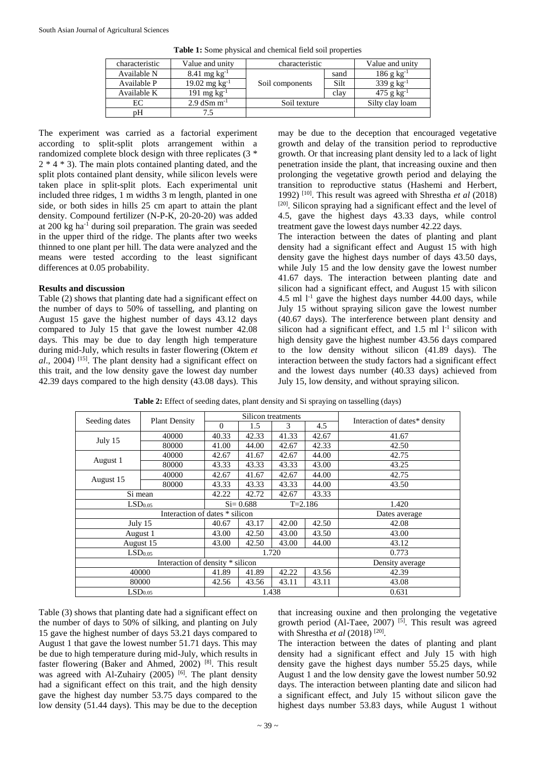**Table 1:** Some physical and chemical field soil properties

| characteristic | Value and unity | characteristic | | Value and unity |
|---|---|---|---|---|
| Available N | 8.41 mg $kg^{-1}$ | Soil components | sand | 186 g $kg^{-1}$ |
| Available P | 19.02 mg $kg^{-1}$ | | Silt | 339 g $kg^{-1}$ |
| Available K | 191 mg $kg^{-1}$ | | clay | 475 g $kg^{-1}$ |
| EC | 2.9 dSm $m^{-1}$ | Soil texture | | Silty clay loam |
| pH | 7.5 | | | |

The experiment was carried as a factorial experiment according to split-split plots arrangement within a randomized complete block design with three replicates (3 * 2 * 4 * 3). The main plots contained planting dated, and the split plots contained plant density, while silicon levels were taken place in split-split plots. Each experimental unit included three ridges, 1 m widths 3 m length, planted in one side, or both sides in hills 25 cm apart to attain the plant density. Compound fertilizer (N-P-K, 20-20-20) was added at 200 kg $ha^{-1}$ during soil preparation. The grain was seeded in the upper third of the ridge. The plants after two weeks thinned to one plant per hill. The data were analyzed and the means were tested according to the least significant differences at 0.05 probability.

## Results and discussion

Table (2) shows that planting date had a significant effect on the number of days to 50% of tasselling, and planting on August 15 gave the highest number of days 43.12 days compared to July 15 that gave the lowest number 42.08 days. This may be due to day length high temperature during mid-July, which results in faster flowering (Oktem *et al*., 2004) [15]. The plant density had a significant effect on this trait, and the low density gave the lowest day number 42.39 days compared to the high density (43.08 days). This may be due to the deception that encouraged vegetative growth and delay of the transition period to reproductive growth. Or that increasing plant density led to a lack of light penetration inside the plant, that increasing ouxine and then prolonging the vegetative growth period and delaying the transition to reproductive status (Hashemi and Herbert, 1992) [10]. This result was agreed with Shrestha *et al* (2018) [20]. Silicon spraying had a significant effect and the level of 4.5, gave the highest days 43.33 days, while control treatment gave the lowest days number 42.22 days.

The interaction between the dates of planting and plant density had a significant effect and August 15 with high density gave the highest days number of days 43.50 days, while July 15 and the low density gave the lowest number 41.67 days. The interaction between planting date and silicon had a significant effect, and August 15 with silicon 4.5 ml $l^{-1}$ gave the highest days number 44.00 days, while July 15 without spraying silicon gave the lowest number (40.67 days). The interference between plant density and silicon had a significant effect, and 1.5 ml $l^{-1}$ silicon with high density gave the highest number 43.56 days compared to the low density without silicon (41.89 days). The interaction between the study factors had a significant effect and the lowest days number (40.33 days) achieved from July 15, low density, and without spraying silicon.

**Table 2:** Effect of seeding dates, plant density and Si spraying on tasselling (days)

| Seeding dates | Plant Density | Silicon treatments | | | | Interaction of dates* density |
|---|---|---|---|---|---|---|
| | | 0 | 1.5 | 3 | 4.5 | |
| July 15 | 40000 | 40.33 | 42.33 | 41.33 | 42.67 | 41.67 |
| | 80000 | 41.00 | 44.00 | 42.67 | 42.33 | 42.50 |
| August 1 | 40000 | 42.67 | 41.67 | 42.67 | 44.00 | 42.75 |
| | 80000 | 43.33 | 43.33 | 43.33 | 43.00 | 43.25 |
| August 15 | 40000 | 42.67 | 41.67 | 42.67 | 44.00 | 42.75 |
| | 80000 | 43.33 | 43.33 | 43.33 | 44.00 | 43.50 |
| Si mean | | 42.22 | 42.72 | 42.67 | 43.33 | |
| $LSD_{0.05}$ | | Si= 0.688 | | T=2.186 | | 1.420 |
| Interaction of dates * silicon | | | | | | Dates average |
| July 15 | | 40.67 | 43.17 | 42.00 | 42.50 | 42.08 |
| August 1 | | 43.00 | 42.50 | 43.00 | 43.50 | 43.00 |
| August 15 | | 43.00 | 42.50 | 43.00 | 44.00 | 43.12 |
| $LSD_{0.05}$ | | 1.720 | | | | 0.773 |
| Interaction of density * silicon | | | | | | Density average |
| 40000 | | 41.89 | 41.89 | 42.22 | 43.56 | 42.39 |
| 80000 | | 42.56 | 43.56 | 43.11 | 43.11 | 43.08 |
| $LSD_{0.05}$ | | 1.438 | | | | 0.631 |

Table (3) shows that planting date had a significant effect on the number of days to 50% of silking, and planting on July 15 gave the highest number of days 53.21 days compared to August 1 that gave the lowest number 51.71 days. This may be due to high temperature during mid-July, which results in faster flowering (Baker and Ahmed, 2002) [8]. This result was agreed with Al-Zuhairy (2005) [6]. The plant density had a significant effect on this trait, and the high density gave the highest day number 53.75 days compared to the low density (51.44 days). This may be due to the deception that increasing ouxine and then prolonging the vegetative growth period (Al-Taee, 2007) [5]. This result was agreed with Shrestha *et al* (2018) [20].

The interaction between the dates of planting and plant density had a significant effect and July 15 with high density gave the highest days number 55.25 days, while August 1 and the low density gave the lowest number 50.92 days. The interaction between planting date and silicon had a significant effect, and July 15 without silicon gave the highest days number 53.83 days, while August 1 without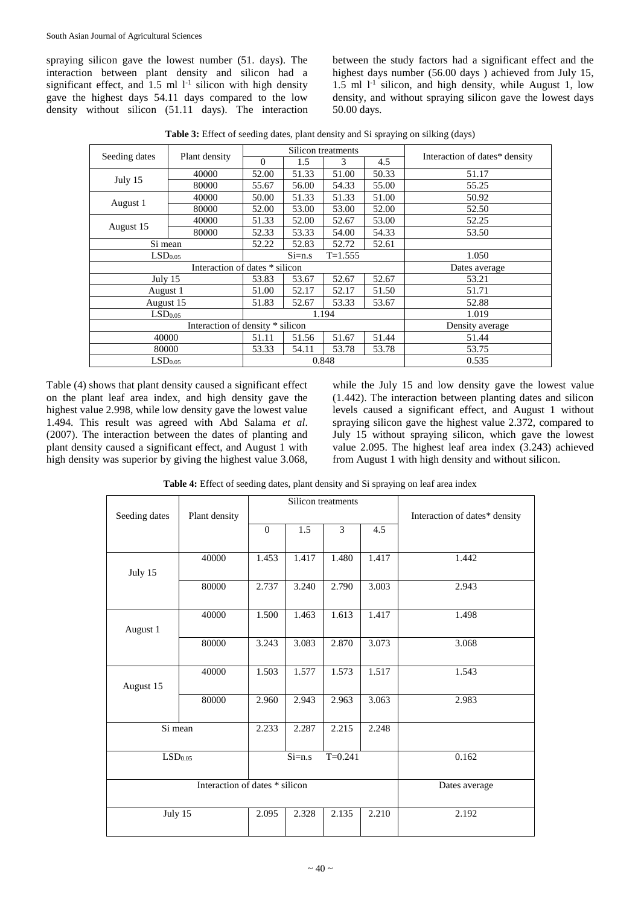spraying silicon gave the lowest number (51. days). The interaction between plant density and silicon had a significant effect, and 1.5 ml $l^{-1}$ silicon with high density gave the highest days 54.11 days compared to the low density without silicon (51.11 days). The interaction between the study factors had a significant effect and the highest days number (56.00 days ) achieved from July 15, 1.5 ml $l^{-1}$ silicon, and high density, while August 1, low density, and without spraying silicon gave the lowest days 50.00 days.

**Table 3:** Effect of seeding dates, plant density and Si spraying on silking (days)

| Seeding dates | Plant density | Silicon treatments | | | | Interaction of dates* density |
|---|---|---|---|---|---|---|
| | | 0 | 1.5 | 3 | 4.5 | |
| July 15 | 40000 | 52.00 | 51.33 | 51.00 | 50.33 | 51.17 |
| | 80000 | 55.67 | 56.00 | 54.33 | 55.00 | 55.25 |
| August 1 | 40000 | 50.00 | 51.33 | 51.33 | 51.00 | 50.92 |
| | 80000 | 52.00 | 53.00 | 53.00 | 52.00 | 52.50 |
| August 15 | 40000 | 51.33 | 52.00 | 52.67 | 53.00 | 52.25 |
| | 80000 | 52.33 | 53.33 | 54.00 | 54.33 | 53.50 |
| Si mean | | 52.22 | 52.83 | 52.72 | 52.61 | |
| $LSD_{0.05}$ | | Si=n.s | | T=1.555 | | 1.050 |
| Interaction of dates * silicon | | | | | | Dates average |
| July 15 | | 53.83 | 53.67 | 52.67 | 52.67 | 53.21 |
| August 1 | | 51.00 | 52.17 | 52.17 | 51.50 | 51.71 |
| August 15 | | 51.83 | 52.67 | 53.33 | 53.67 | 52.88 |
| $LSD_{0.05}$ | | 1.194 | | | | 1.019 |
| Interaction of density * silicon | | | | | | Density average |
| 40000 | | 51.11 | 51.56 | 51.67 | 51.44 | 51.44 |
| 80000 | | 53.33 | 54.11 | 53.78 | 53.78 | 53.75 |
| $LSD_{0.05}$ | | 0.848 | | | | 0.535 |

Table (4) shows that plant density caused a significant effect on the plant leaf area index, and high density gave the highest value 2.998, while low density gave the lowest value 1.494. This result was agreed with Abd Salama *et al*. (2007). The interaction between the dates of planting and plant density caused a significant effect, and August 1 with high density was superior by giving the highest value 3.068, while the July 15 and low density gave the lowest value (1.442). The interaction between planting dates and silicon levels caused a significant effect, and August 1 without spraying silicon gave the highest value 2.372, compared to July 15 without spraying silicon, which gave the lowest value 2.095. The highest leaf area index (3.243) achieved from August 1 with high density and without silicon.

**Table 4:** Effect of seeding dates, plant density and Si spraying on leaf area index

| Seeding dates | Plant density | Silicon treatments | | | | Interaction of dates* density |
|---|---|---|---|---|---|---|
| | | 0 | 1.5 | 3 | 4.5 | |
| July 15 | 40000 | 1.453 | 1.417 | 1.480 | 1.417 | 1.442 |
| | 80000 | 2.737 | 3.240 | 2.790 | 3.003 | 2.943 |
| August 1 | 40000 | 1.500 | 1.463 | 1.613 | 1.417 | 1.498 |
| | 80000 | 3.243 | 3.083 | 2.870 | 3.073 | 3.068 |
| August 15 | 40000 | 1.503 | 1.577 | 1.573 | 1.517 | 1.543 |
| | 80000 | 2.960 | 2.943 | 2.963 | 3.063 | 2.983 |
| Si mean | | 2.233 | 2.287 | 2.215 | 2.248 | |
| $LSD_{0.05}$ | | Si=n.s | | T=0.241 | | 0.162 |
| Interaction of dates * silicon | | | | | | Dates average |
| July 15 | | 2.095 | 2.328 | 2.135 | 2.210 | 2.192 |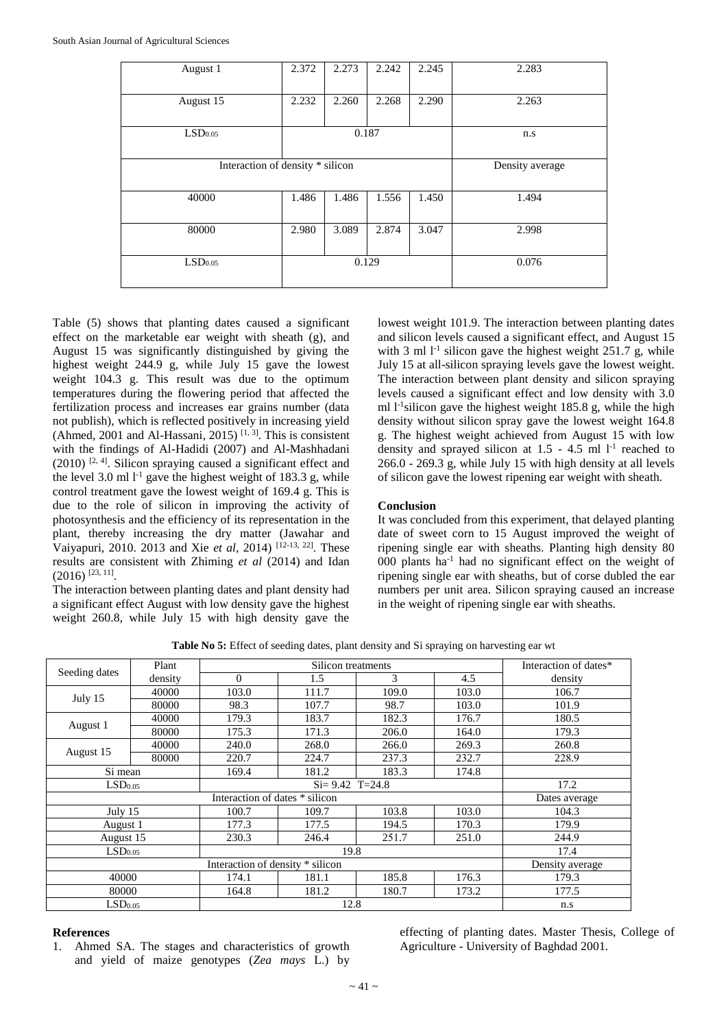| August 1 | 2.372 | 2.273 | 2.242 | 2.245 | 2.283 |
|---|---|---|---|---|---|
| August 15 | 2.232 | 2.260 | 2.268 | 2.290 | 2.263 |
| $LSD_{0.05}$ | 0.187 | | | | n.s |
| Interaction of density * silicon | | | | | Density average |
| 40000 | 1.486 | 1.486 | 1.556 | 1.450 | 1.494 |
| 80000 | 2.980 | 3.089 | 2.874 | 3.047 | 2.998 |
| $LSD_{0.05}$ | 0.129 | | | | 0.076 |

Table (5) shows that planting dates caused a significant effect on the marketable ear weight with sheath (g), and August 15 was significantly distinguished by giving the highest weight 244.9 g, while July 15 gave the lowest weight 104.3 g. This result was due to the optimum temperatures during the flowering period that affected the fertilization process and increases ear grains number (data not publish), which is reflected positively in increasing yield (Ahmed, 2001 and Al-Hassani, 2015) [1, 3]. This is consistent with the findings of Al-Hadidi (2007) and Al-Mashhadani (2010) [2, 4]. Silicon spraying caused a significant effect and the level 3.0 ml $l^{-1}$ gave the highest weight of 183.3 g, while control treatment gave the lowest weight of 169.4 g. This is due to the role of silicon in improving the activity of photosynthesis and the efficiency of its representation in the plant, thereby increasing the dry matter (Jawahar and Vaiyapuri, 2010. 2013 and Xie *et al*, 2014) [12-13, 22]. These results are consistent with Zhiming *et al* (2014) and Idan (2016) [23, 11].

The interaction between planting dates and plant density had a significant effect August with low density gave the highest weight 260.8, while July 15 with high density gave the lowest weight 101.9. The interaction between planting dates and silicon levels caused a significant effect, and August 15 with 3 ml $l^{-1}$ silicon gave the highest weight 251.7 g, while July 15 at all-silicon spraying levels gave the lowest weight. The interaction between plant density and silicon spraying levels caused a significant effect and low density with 3.0 ml $l^{-1}$silicon gave the highest weight 185.8 g, while the high density without silicon spray gave the lowest weight 164.8 g. The highest weight achieved from August 15 with low density and sprayed silicon at 1.5 - 4.5 ml $l^{-1}$ reached to 266.0 - 269.3 g, while July 15 with high density at all levels of silicon gave the lowest ripening ear weight with sheath.

## Conclusion

It was concluded from this experiment, that delayed planting date of sweet corn to 15 August improved the weight of ripening single ear with sheaths. Planting high density 80 000 plants $ha^{-1}$ had no significant effect on the weight of ripening single ear with sheaths, but of corse dubled the ear numbers per unit area. Silicon spraying caused an increase in the weight of ripening single ear with sheaths.

**Table No 5:** Effect of seeding dates, plant density and Si spraying on harvesting ear wt

| Seeding dates | Plant density | Silicon treatments | | | | Interaction of dates* density |
|---|---|---|---|---|---|---|
| | | 0 | 1.5 | 3 | 4.5 | |
| July 15 | 40000 | 103.0 | 111.7 | 109.0 | 103.0 | 106.7 |
| | 80000 | 98.3 | 107.7 | 98.7 | 103.0 | 101.9 |
| August 1 | 40000 | 179.3 | 183.7 | 182.3 | 176.7 | 180.5 |
| | 80000 | 175.3 | 171.3 | 206.0 | 164.0 | 179.3 |
| August 15 | 40000 | 240.0 | 268.0 | 266.0 | 269.3 | 260.8 |
| | 80000 | 220.7 | 224.7 | 237.3 | 232.7 | 228.9 |
| Si mean | | 169.4 | 181.2 | 183.3 | 174.8 | |
| $LSD_{0.05}$ | | Si= 9.42 T=24.8 | | | | 17.2 |
| Interaction of dates * silicon | | | | | | Dates average |
| July 15 | | 100.7 | 109.7 | 103.8 | 103.0 | 104.3 |
| August 1 | | 177.3 | 177.5 | 194.5 | 170.3 | 179.9 |
| August 15 | | 230.3 | 246.4 | 251.7 | 251.0 | 244.9 |
| $LSD_{0.05}$ | | 19.8 | | | | 17.4 |
| Interaction of density * silicon | | | | | | Density average |
| 40000 | | 174.1 | 181.1 | 185.8 | 176.3 | 179.3 |
| 80000 | | 164.8 | 181.2 | 180.7 | 173.2 | 177.5 |
| $LSD_{0.05}$ | | 12.8 | | | | n.s |

## References

1. Ahmed SA. The stages and characteristics of growth and yield of maize genotypes (*Zea mays* L.) by effecting of planting dates. Master Thesis, College of Agriculture - University of Baghdad 2001.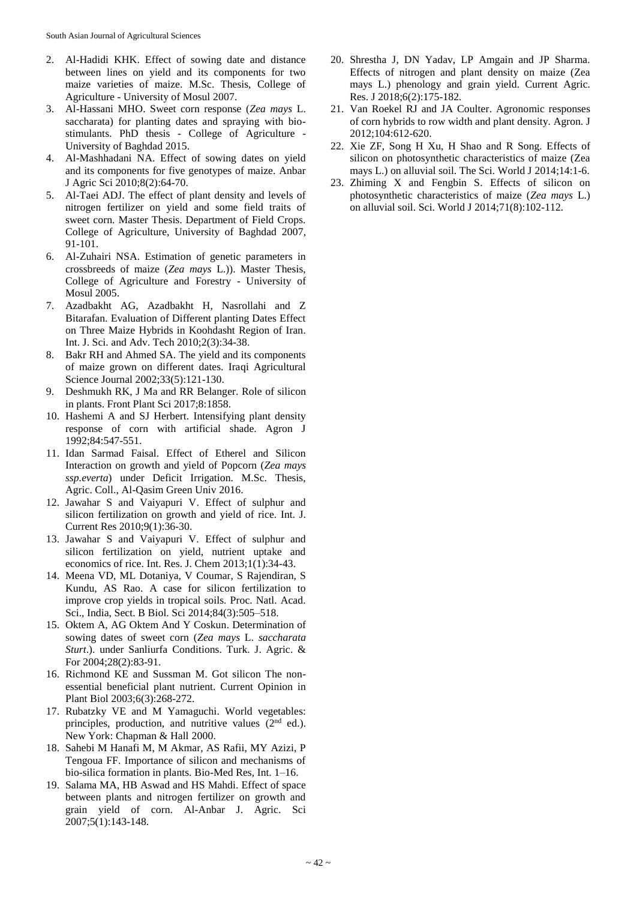2. Al-Hadidi KHK. Effect of sowing date and distance between lines on yield and its components for two maize varieties of maize. M.Sc. Thesis, College of Agriculture - University of Mosul 2007.
3. Al-Hassani MHO. Sweet corn response (*Zea mays* L. saccharata) for planting dates and spraying with bio-stimulants. PhD thesis - College of Agriculture - University of Baghdad 2015.
4. Al-Mashhadani NA. Effect of sowing dates on yield and its components for five genotypes of maize. Anbar J Agric Sci 2010;8(2):64-70.
5. Al-Taei ADJ. The effect of plant density and levels of nitrogen fertilizer on yield and some field traits of sweet corn. Master Thesis. Department of Field Crops. College of Agriculture, University of Baghdad 2007, 91-101.
6. Al-Zuhairi NSA. Estimation of genetic parameters in crossbreeds of maize (*Zea mays* L.)). Master Thesis, College of Agriculture and Forestry - University of Mosul 2005.
7. Azadbakht AG, Azadbakht H, Nasrollahi and Z Bitarafan. Evaluation of Different planting Dates Effect on Three Maize Hybrids in Koohdasht Region of Iran. Int. J. Sci. and Adv. Tech 2010;2(3):34-38.
8. Bakr RH and Ahmed SA. The yield and its components of maize grown on different dates. Iraqi Agricultural Science Journal 2002;33(5):121-130.
9. Deshmukh RK, J Ma and RR Belanger. Role of silicon in plants. Front Plant Sci 2017;8:1858.
10. Hashemi A and SJ Herbert. Intensifying plant density response of corn with artificial shade. Agron J 1992;84:547-551.
11. Idan Sarmad Faisal. Effect of Etherel and Silicon Interaction on growth and yield of Popcorn (*Zea mays ssp.everta*) under Deficit Irrigation. M.Sc. Thesis, Agric. Coll., Al-Qasim Green Univ 2016.
12. Jawahar S and Vaiyapuri V. Effect of sulphur and silicon fertilization on growth and yield of rice. Int. J. Current Res 2010;9(1):36-30.
13. Jawahar S and Vaiyapuri V. Effect of sulphur and silicon fertilization on yield, nutrient uptake and economics of rice. Int. Res. J. Chem 2013;1(1):34-43.
14. Meena VD, ML Dotaniya, V Coumar, S Rajendiran, S Kundu, AS Rao. A case for silicon fertilization to improve crop yields in tropical soils. Proc. Natl. Acad. Sci., India, Sect. B Biol. Sci 2014;84(3):505–518.
15. Oktem A, AG Oktem And Y Coskun. Determination of sowing dates of sweet corn (*Zea mays* L. *saccharata Sturt*.). under Sanliurfa Conditions. Turk. J. Agric. & For 2004;28(2):83-91.
16. Richmond KE and Sussman M. Got silicon The non-essential beneficial plant nutrient. Current Opinion in Plant Biol 2003;6(3):268-272.
17. Rubatzky VE and M Yamaguchi. World vegetables: principles, production, and nutritive values (2nd ed.). New York: Chapman & Hall 2000.
18. Sahebi M Hanafi M, M Akmar, AS Rafii, MY Azizi, P Tengoua FF. Importance of silicon and mechanisms of bio-silica formation in plants. Bio-Med Res, Int. 1–16.
19. Salama MA, HB Aswad and HS Mahdi. Effect of space between plants and nitrogen fertilizer on growth and grain yield of corn. Al-Anbar J. Agric. Sci 2007;5(1):143-148.
20. Shrestha J, DN Yadav, LP Amgain and JP Sharma. Effects of nitrogen and plant density on maize (Zea mays L.) phenology and grain yield. Current Agric. Res. J 2018;6(2):175-182.
21. Van Roekel RJ and JA Coulter. Agronomic responses of corn hybrids to row width and plant density. Agron. J 2012;104:612-620.
22. Xie ZF, Song H Xu, H Shao and R Song. Effects of silicon on photosynthetic characteristics of maize (Zea mays L.) on alluvial soil. The Sci. World J 2014;14:1-6.
23. Zhiming X and Fengbin S. Effects of silicon on photosynthetic characteristics of maize (*Zea mays* L.) on alluvial soil. Sci. World J 2014;71(8):102-112.